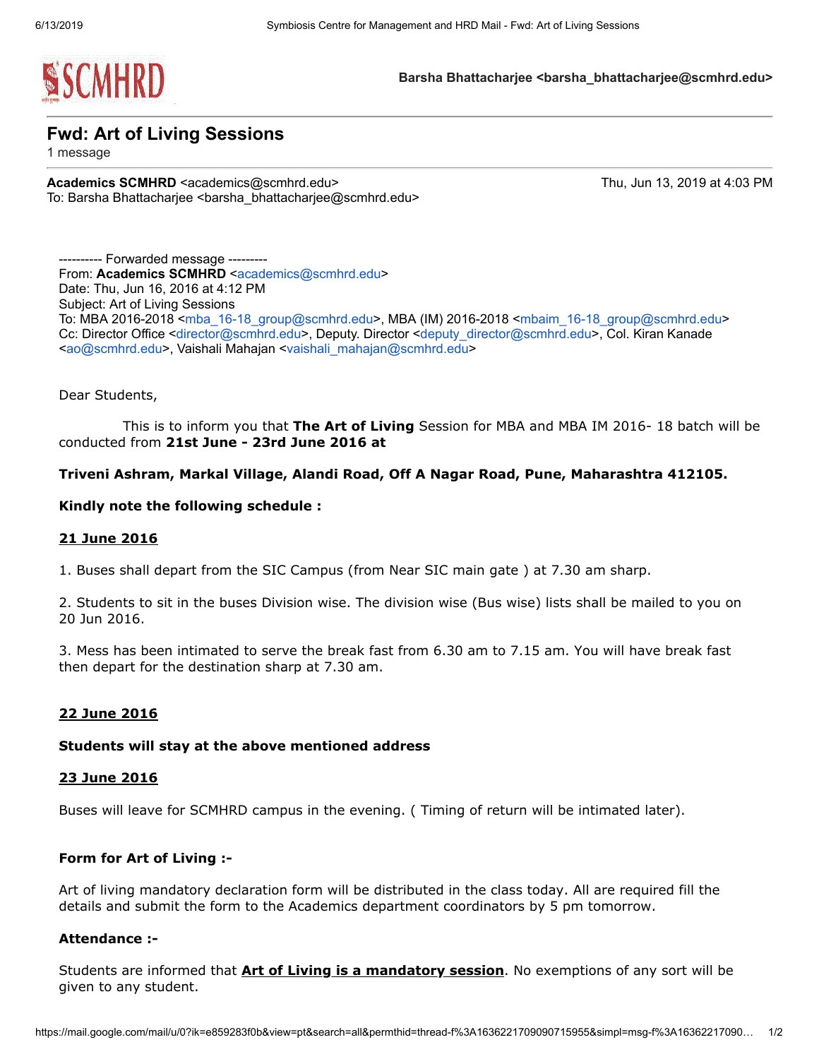Barsha Bhattacharjee <barsha_bhattacharjee@scmhrd.edu>

# Fwd: Art of Living Sessions

1 message

**Academics SCMHRD** <academics@scmhrd.edu> Thu, Jun 13, 2019 at 4:03 PM
To: Barsha Bhattacharjee <barsha_bhattacharjee@scmhrd.edu>

---------- Forwarded message ---------
From: **Academics SCMHRD** <academics@scmhrd.edu>
Date: Thu, Jun 16, 2016 at 4:12 PM
Subject: Art of Living Sessions
To: MBA 2016-2018 <mba_16-18_group@scmhrd.edu>, MBA (IM) 2016-2018 <mbaim_16-18_group@scmhrd.edu>
Cc: Director Office <director@scmhrd.edu>, Deputy. Director <deputy_director@scmhrd.edu>, Col. Kiran Kanade <ao@scmhrd.edu>, Vaishali Mahajan <vaishali_mahajan@scmhrd.edu>

Dear Students,

This is to inform you that **The Art of Living** Session for MBA and MBA IM 2016- 18 batch will be conducted from **21st June - 23rd June 2016 at**

**Triveni Ashram, Markal Village, Alandi Road, Off A Nagar Road, Pune, Maharashtra 412105.**

**Kindly note the following schedule :**

**21 June 2016**

1. Buses shall depart from the SIC Campus (from Near SIC main gate ) at 7.30 am sharp.

2. Students to sit in the buses Division wise. The division wise (Bus wise) lists shall be mailed to you on 20 Jun 2016.

3. Mess has been intimated to serve the break fast from 6.30 am to 7.15 am. You will have break fast then depart for the destination sharp at 7.30 am.

**22 June 2016**

**Students will stay at the above mentioned address**

**23 June 2016**

Buses will leave for SCMHRD campus in the evening. ( Timing of return will be intimated later).

**Form for Art of Living :-**

Art of living mandatory declaration form will be distributed in the class today. All are required fill the details and submit the form to the Academics department coordinators by 5 pm tomorrow.

**Attendance :-**

Students are informed that **Art of Living is a mandatory session**. No exemptions of any sort will be given to any student.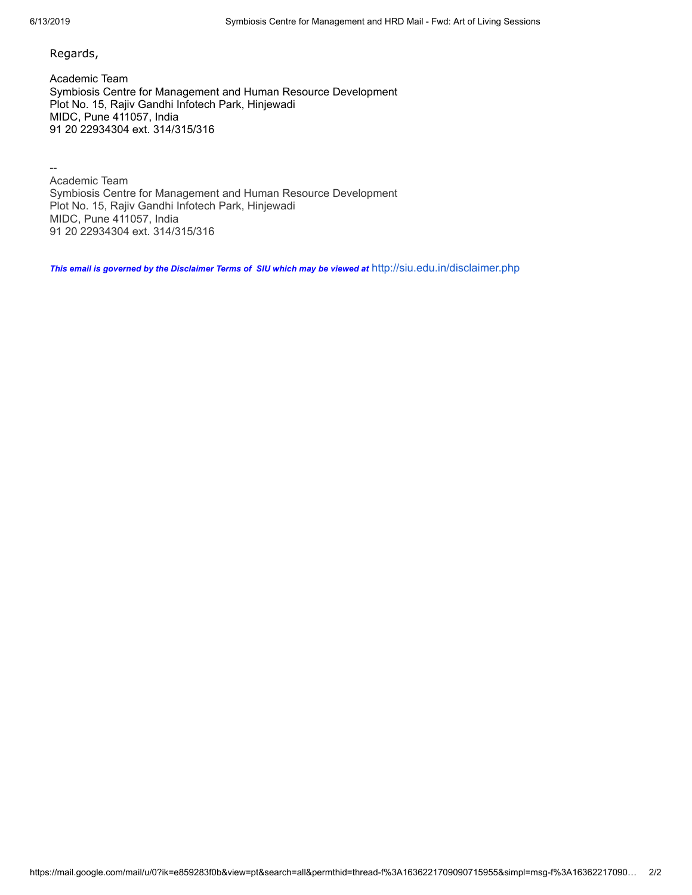Regards,

Academic Team
Symbiosis Centre for Management and Human Resource Development
Plot No. 15, Rajiv Gandhi Infotech Park, Hinjewadi
MIDC, Pune 411057, India
91 20 22934304 ext. 314/315/316

--
Academic Team
Symbiosis Centre for Management and Human Resource Development
Plot No. 15, Rajiv Gandhi Infotech Park, Hinjewadi
MIDC, Pune 411057, India
91 20 22934304 ext. 314/315/316

***This email is governed by the Disclaimer Terms of SIU which may be viewed at*** http://siu.edu.in/disclaimer.php